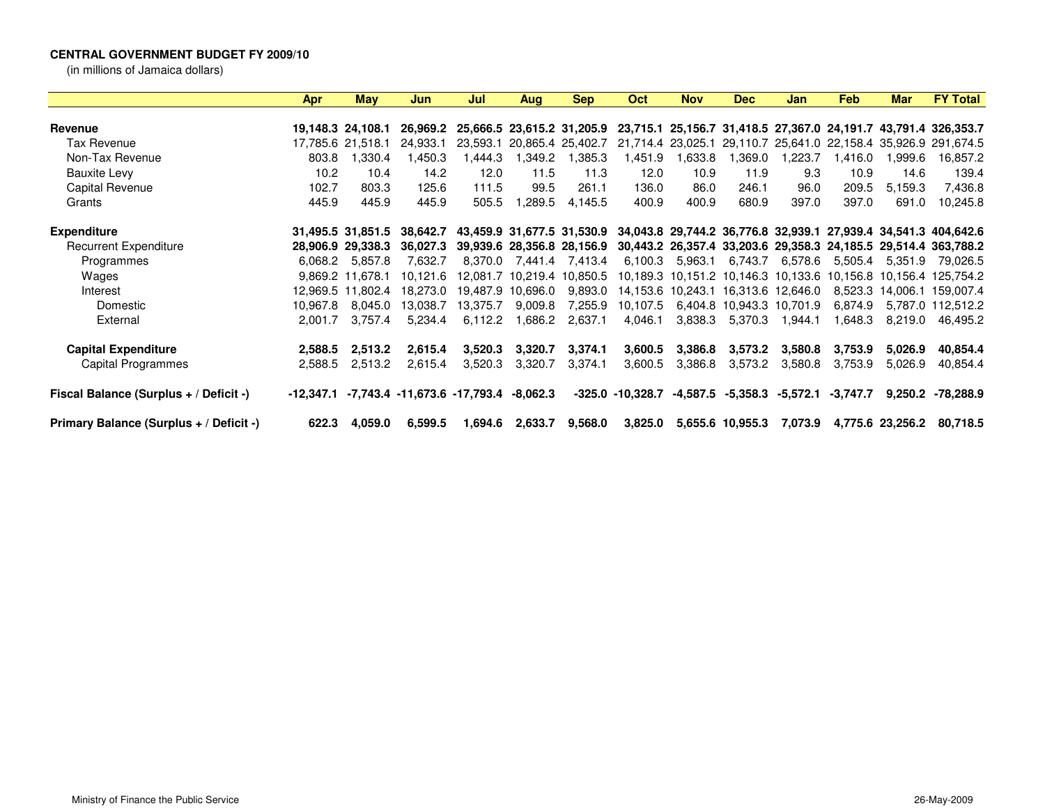**CENTRAL GOVERNMENT BUDGET FY 2009/10**

(in millions of Jamaica dollars)

| | Apr | May | Jun | Jul | Aug | Sep | Oct | Nov | Dec | Jan | Feb | Mar | FY Total |
|---|---|---|---|---|---|---|---|---|---|---|---|---|---|
| **Revenue** | **19,148.3** | **24,108.1** | **26,969.2** | **25,666.5** | **23,615.2** | **31,205.9** | **23,715.1** | **25,156.7** | **31,418.5** | **27,367.0** | **24,191.7** | **43,791.4** | **326,353.7** |
| Tax Revenue | 17,785.6 | 21,518.1 | 24,933.1 | 23,593.1 | 20,865.4 | 25,402.7 | 21,714.4 | 23,025.1 | 29,110.7 | 25,641.0 | 22,158.4 | 35,926.9 | 291,674.5 |
| Non-Tax Revenue | 803.8 | 1,330.4 | 1,450.3 | 1,444.3 | 1,349.2 | 1,385.3 | 1,451.9 | 1,633.8 | 1,369.0 | 1,223.7 | 1,416.0 | 1,999.6 | 16,857.2 |
| Bauxite Levy | 10.2 | 10.4 | 14.2 | 12.0 | 11.5 | 11.3 | 12.0 | 10.9 | 11.9 | 9.3 | 10.9 | 14.6 | 139.4 |
| Capital Revenue | 102.7 | 803.3 | 125.6 | 111.5 | 99.5 | 261.1 | 136.0 | 86.0 | 246.1 | 96.0 | 209.5 | 5,159.3 | 7,436.8 |
| Grants | 445.9 | 445.9 | 445.9 | 505.5 | 1,289.5 | 4,145.5 | 400.9 | 400.9 | 680.9 | 397.0 | 397.0 | 691.0 | 10,245.8 |
| **Expenditure** | **31,495.5** | **31,851.5** | **38,642.7** | **43,459.9** | **31,677.5** | **31,530.9** | **34,043.8** | **29,744.2** | **36,776.8** | **32,939.1** | **27,939.4** | **34,541.3** | **404,642.6** |
| **Recurrent Expenditure** | **28,906.9** | **29,338.3** | **36,027.3** | **39,939.6** | **28,356.8** | **28,156.9** | **30,443.2** | **26,357.4** | **33,203.6** | **29,358.3** | **24,185.5** | **29,514.4** | **363,788.2** |
| Programmes | 6,068.2 | 5,857.8 | 7,632.7 | 8,370.0 | 7,441.4 | 7,413.4 | 6,100.3 | 5,963.1 | 6,743.7 | 6,578.6 | 5,505.4 | 5,351.9 | 79,026.5 |
| Wages | 9,869.2 | 11,678.1 | 10,121.6 | 12,081.7 | 10,219.4 | 10,850.5 | 10,189.3 | 10,151.2 | 10,146.3 | 10,133.6 | 10,156.8 | 10,156.4 | 125,754.2 |
| Interest | 12,969.5 | 11,802.4 | 18,273.0 | 19,487.9 | 10,696.0 | 9,893.0 | 14,153.6 | 10,243.1 | 16,313.6 | 12,646.0 | 8,523.3 | 14,006.1 | 159,007.4 |
| Domestic | 10,967.8 | 8,045.0 | 13,038.7 | 13,375.7 | 9,009.8 | 7,255.9 | 10,107.5 | 6,404.8 | 10,943.3 | 10,701.9 | 6,874.9 | 5,787.0 | 112,512.2 |
| External | 2,001.7 | 3,757.4 | 5,234.4 | 6,112.2 | 1,686.2 | 2,637.1 | 4,046.1 | 3,838.3 | 5,370.3 | 1,944.1 | 1,648.3 | 8,219.0 | 46,495.2 |
| **Capital Expenditure** | **2,588.5** | **2,513.2** | **2,615.4** | **3,520.3** | **3,320.7** | **3,374.1** | **3,600.5** | **3,386.8** | **3,573.2** | **3,580.8** | **3,753.9** | **5,026.9** | **40,854.4** |
| Capital Programmes | 2,588.5 | 2,513.2 | 2,615.4 | 3,520.3 | 3,320.7 | 3,374.1 | 3,600.5 | 3,386.8 | 3,573.2 | 3,580.8 | 3,753.9 | 5,026.9 | 40,854.4 |
| **Fiscal Balance (Surplus + / Deficit -)** | **-12,347.1** | **-7,743.4** | **-11,673.6** | **-17,793.4** | **-8,062.3** | **-325.0** | **-10,328.7** | **-4,587.5** | **-5,358.3** | **-5,572.1** | **-3,747.7** | **9,250.2** | **-78,288.9** |
| **Primary Balance (Surplus + / Deficit -)** | **622.3** | **4,059.0** | **6,599.5** | **1,694.6** | **2,633.7** | **9,568.0** | **3,825.0** | **5,655.6** | **10,955.3** | **7,073.9** | **4,775.6** | **23,256.2** | **80,718.5** |

Ministry of Finance the Public Service

26-May-2009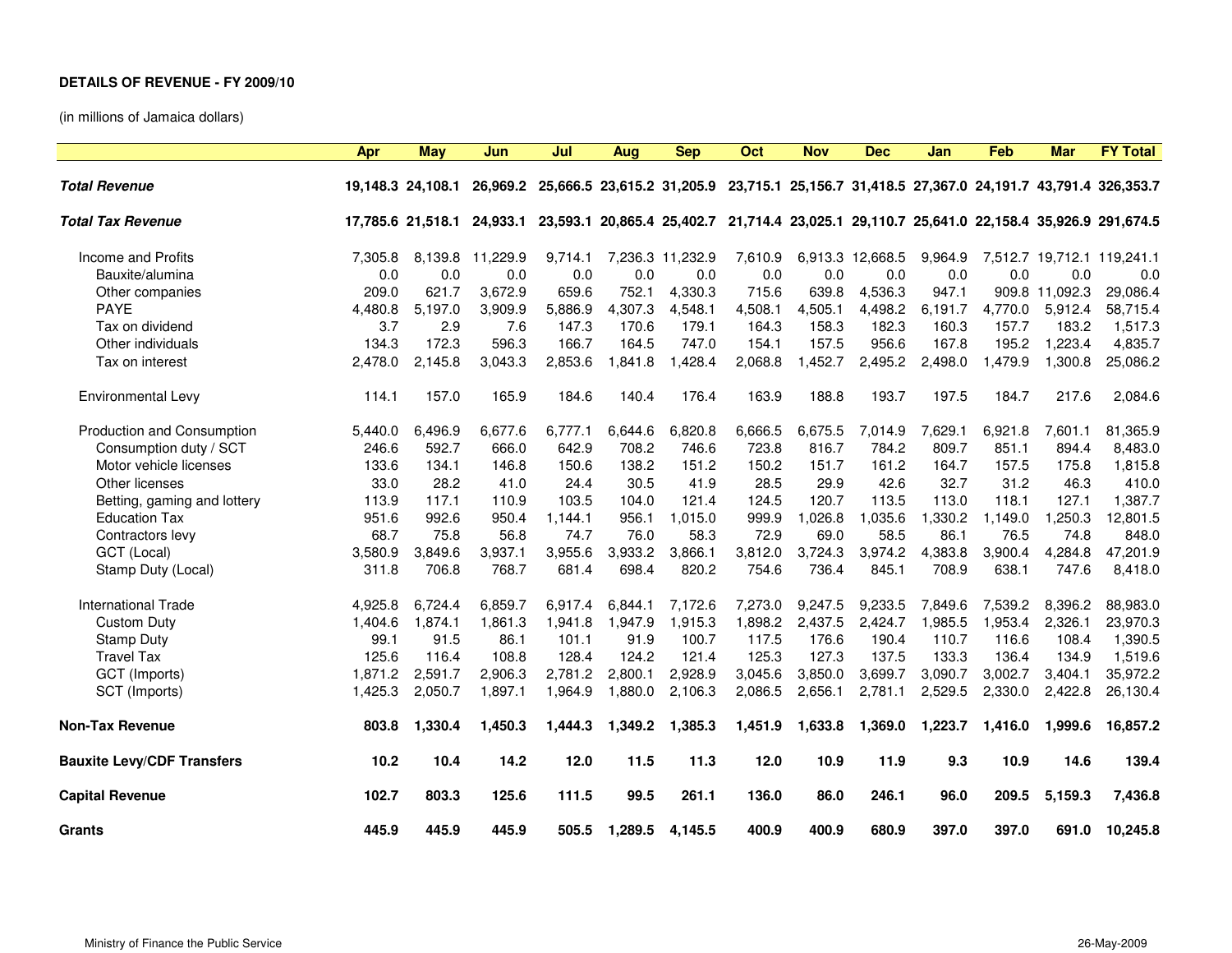**DETAILS OF REVENUE - FY 2009/10**

(in millions of Jamaica dollars)

| | Apr | May | Jun | Jul | Aug | Sep | Oct | Nov | Dec | Jan | Feb | Mar | FY Total |
|---|---|---|---|---|---|---|---|---|---|---|---|---|---|
| ***Total Revenue*** | **19,148.3** | **24,108.1** | **26,969.2** | **25,666.5** | **23,615.2** | **31,205.9** | **23,715.1** | **25,156.7** | **31,418.5** | **27,367.0** | **24,191.7** | **43,791.4** | **326,353.7** |
| ***Total Tax Revenue*** | **17,785.6** | **21,518.1** | **24,933.1** | **23,593.1** | **20,865.4** | **25,402.7** | **21,714.4** | **23,025.1** | **29,110.7** | **25,641.0** | **22,158.4** | **35,926.9** | **291,674.5** |
| Income and Profits | 7,305.8 | 8,139.8 | 11,229.9 | 9,714.1 | 7,236.3 | 11,232.9 | 7,610.9 | 6,913.3 | 12,668.5 | 9,964.9 | 7,512.7 | 19,712.1 | 119,241.1 |
| Bauxite/alumina | 0.0 | 0.0 | 0.0 | 0.0 | 0.0 | 0.0 | 0.0 | 0.0 | 0.0 | 0.0 | 0.0 | 0.0 | 0.0 |
| Other companies | 209.0 | 621.7 | 3,672.9 | 659.6 | 752.1 | 4,330.3 | 715.6 | 639.8 | 4,536.3 | 947.1 | 909.8 | 11,092.3 | 29,086.4 |
| PAYE | 4,480.8 | 5,197.0 | 3,909.9 | 5,886.9 | 4,307.3 | 4,548.1 | 4,508.1 | 4,505.1 | 4,498.2 | 6,191.7 | 4,770.0 | 5,912.4 | 58,715.4 |
| Tax on dividend | 3.7 | 2.9 | 7.6 | 147.3 | 170.6 | 179.1 | 164.3 | 158.3 | 182.3 | 160.3 | 157.7 | 183.2 | 1,517.3 |
| Other individuals | 134.3 | 172.3 | 596.3 | 166.7 | 164.5 | 747.0 | 154.1 | 157.5 | 956.6 | 167.8 | 195.2 | 1,223.4 | 4,835.7 |
| Tax on interest | 2,478.0 | 2,145.8 | 3,043.3 | 2,853.6 | 1,841.8 | 1,428.4 | 2,068.8 | 1,452.7 | 2,495.2 | 2,498.0 | 1,479.9 | 1,300.8 | 25,086.2 |
| Environmental Levy | 114.1 | 157.0 | 165.9 | 184.6 | 140.4 | 176.4 | 163.9 | 188.8 | 193.7 | 197.5 | 184.7 | 217.6 | 2,084.6 |
| Production and Consumption | 5,440.0 | 6,496.9 | 6,677.6 | 6,777.1 | 6,644.6 | 6,820.8 | 6,666.5 | 6,675.5 | 7,014.9 | 7,629.1 | 6,921.8 | 7,601.1 | 81,365.9 |
| Consumption duty / SCT | 246.6 | 592.7 | 666.0 | 642.9 | 708.2 | 746.6 | 723.8 | 816.7 | 784.2 | 809.7 | 851.1 | 894.4 | 8,483.0 |
| Motor vehicle licenses | 133.6 | 134.1 | 146.8 | 150.6 | 138.2 | 151.2 | 150.2 | 151.7 | 161.2 | 164.7 | 157.5 | 175.8 | 1,815.8 |
| Other licenses | 33.0 | 28.2 | 41.0 | 24.4 | 30.5 | 41.9 | 28.5 | 29.9 | 42.6 | 32.7 | 31.2 | 46.3 | 410.0 |
| Betting, gaming and lottery | 113.9 | 117.1 | 110.9 | 103.5 | 104.0 | 121.4 | 124.5 | 120.7 | 113.5 | 113.0 | 118.1 | 127.1 | 1,387.7 |
| Education Tax | 951.6 | 992.6 | 950.4 | 1,144.1 | 956.1 | 1,015.0 | 999.9 | 1,026.8 | 1,035.6 | 1,330.2 | 1,149.0 | 1,250.3 | 12,801.5 |
| Contractors levy | 68.7 | 75.8 | 56.8 | 74.7 | 76.0 | 58.3 | 72.9 | 69.0 | 58.5 | 86.1 | 76.5 | 74.8 | 848.0 |
| GCT (Local) | 3,580.9 | 3,849.6 | 3,937.1 | 3,955.6 | 3,933.2 | 3,866.1 | 3,812.0 | 3,724.3 | 3,974.2 | 4,383.8 | 3,900.4 | 4,284.8 | 47,201.9 |
| Stamp Duty (Local) | 311.8 | 706.8 | 768.7 | 681.4 | 698.4 | 820.2 | 754.6 | 736.4 | 845.1 | 708.9 | 638.1 | 747.6 | 8,418.0 |
| International Trade | 4,925.8 | 6,724.4 | 6,859.7 | 6,917.4 | 6,844.1 | 7,172.6 | 7,273.0 | 9,247.5 | 9,233.5 | 7,849.6 | 7,539.2 | 8,396.2 | 88,983.0 |
| Custom Duty | 1,404.6 | 1,874.1 | 1,861.3 | 1,941.8 | 1,947.9 | 1,915.3 | 1,898.2 | 2,437.5 | 2,424.7 | 1,985.5 | 1,953.4 | 2,326.1 | 23,970.3 |
| Stamp Duty | 99.1 | 91.5 | 86.1 | 101.1 | 91.9 | 100.7 | 117.5 | 176.6 | 190.4 | 110.7 | 116.6 | 108.4 | 1,390.5 |
| Travel Tax | 125.6 | 116.4 | 108.8 | 128.4 | 124.2 | 121.4 | 125.3 | 127.3 | 137.5 | 133.3 | 136.4 | 134.9 | 1,519.6 |
| GCT (Imports) | 1,871.2 | 2,591.7 | 2,906.3 | 2,781.2 | 2,800.1 | 2,928.9 | 3,045.6 | 3,850.0 | 3,699.7 | 3,090.7 | 3,002.7 | 3,404.1 | 35,972.2 |
| SCT (Imports) | 1,425.3 | 2,050.7 | 1,897.1 | 1,964.9 | 1,880.0 | 2,106.3 | 2,086.5 | 2,656.1 | 2,781.1 | 2,529.5 | 2,330.0 | 2,422.8 | 26,130.4 |
| **Non-Tax Revenue** | **803.8** | **1,330.4** | **1,450.3** | **1,444.3** | **1,349.2** | **1,385.3** | **1,451.9** | **1,633.8** | **1,369.0** | **1,223.7** | **1,416.0** | **1,999.6** | **16,857.2** |
| **Bauxite Levy/CDF Transfers** | **10.2** | **10.4** | **14.2** | **12.0** | **11.5** | **11.3** | **12.0** | **10.9** | **11.9** | **9.3** | **10.9** | **14.6** | **139.4** |
| **Capital Revenue** | **102.7** | **803.3** | **125.6** | **111.5** | **99.5** | **261.1** | **136.0** | **86.0** | **246.1** | **96.0** | **209.5** | **5,159.3** | **7,436.8** |
| **Grants** | **445.9** | **445.9** | **445.9** | **505.5** | **1,289.5** | **4,145.5** | **400.9** | **400.9** | **680.9** | **397.0** | **397.0** | **691.0** | **10,245.8** |

Ministry of Finance the Public Service

26-May-2009